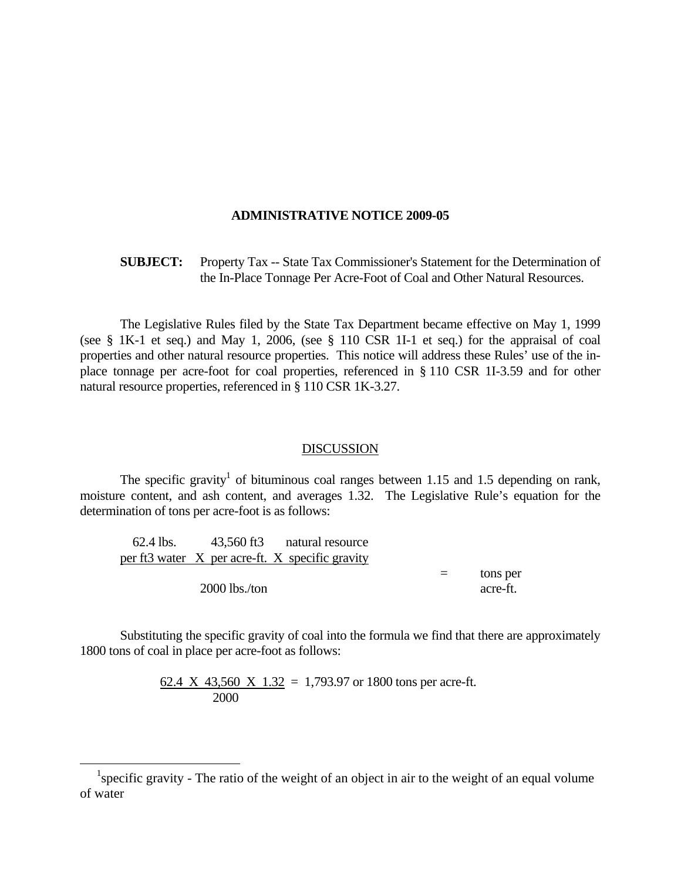# ADMINISTRATIVE NOTICE 2009-05

**SUBJECT:** Property Tax -- State Tax Commissioner's Statement for the Determination of the In-Place Tonnage Per Acre-Foot of Coal and Other Natural Resources.

The Legislative Rules filed by the State Tax Department became effective on May 1, 1999 (see § 1K-1 et seq.) and May 1, 2006, (see § 110 CSR 1I-1 et seq.) for the appraisal of coal properties and other natural resource properties. This notice will address these Rules' use of the in-place tonnage per acre-foot for coal properties, referenced in § 110 CSR 1I-3.59 and for other natural resource properties, referenced in § 110 CSR 1K-3.27.

## DISCUSSION

The specific gravity[1] of bituminous coal ranges between 1.15 and 1.5 depending on rank, moisture content, and ash content, and averages 1.32. The Legislative Rule's equation for the determination of tons per acre-foot is as follows:

$$\frac{\text{62.4 lbs. per ft3 water} \times \text{43,560 ft3 per acre-ft.} \times \text{natural resource specific gravity}}{\text{2000 lbs./ton}} = \text{tons per acre-ft.}$$

Substituting the specific gravity of coal into the formula we find that there are approximately 1800 tons of coal in place per acre-foot as follows:

$$\frac{62.4 \times 43{,}560 \times 1.32}{2000} = 1{,}793.97 \text{ or } 1800 \text{ tons per acre-ft.}$$

[1] specific gravity - The ratio of the weight of an object in air to the weight of an equal volume of water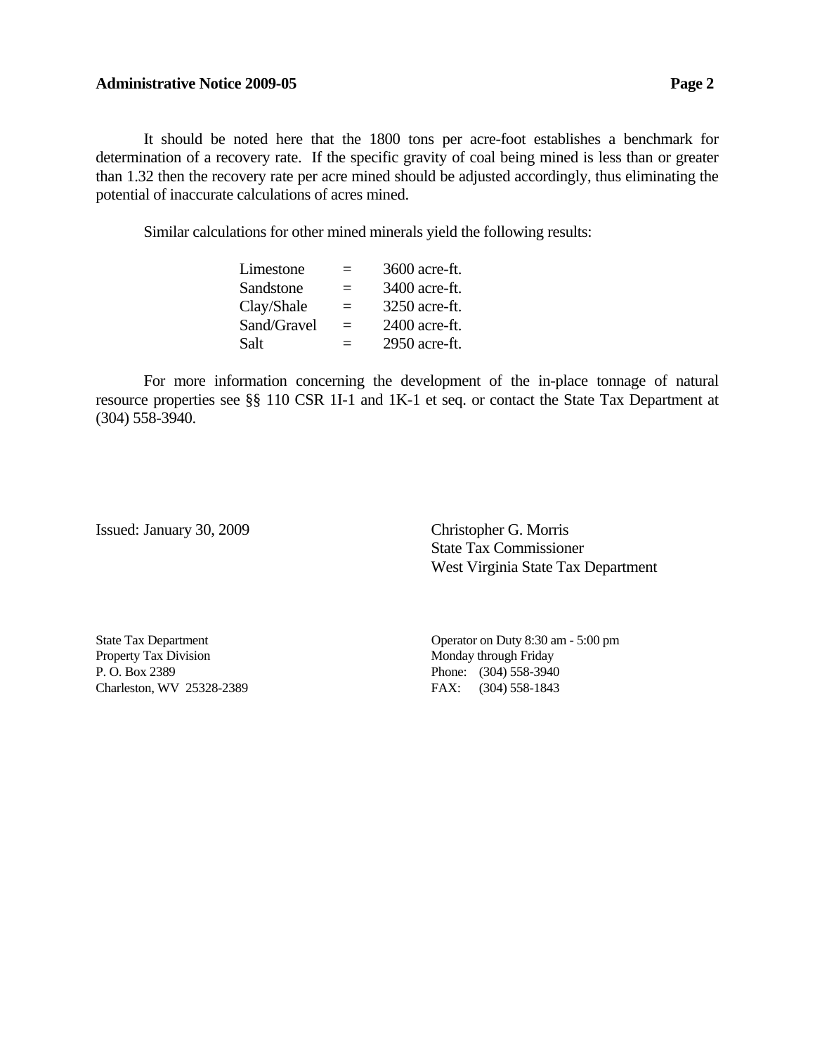It should be noted here that the 1800 tons per acre-foot establishes a benchmark for determination of a recovery rate. If the specific gravity of coal being mined is less than or greater than 1.32 then the recovery rate per acre mined should be adjusted accordingly, thus eliminating the potential of inaccurate calculations of acres mined.

Similar calculations for other mined minerals yield the following results:

| | | |
|---|---|---|
| Limestone | = | 3600 acre-ft. |
| Sandstone | = | 3400 acre-ft. |
| Clay/Shale | = | 3250 acre-ft. |
| Sand/Gravel | = | 2400 acre-ft. |
| Salt | = | 2950 acre-ft. |

For more information concerning the development of the in-place tonnage of natural resource properties see §§ 110 CSR 1I-1 and 1K-1 et seq. or contact the State Tax Department at (304) 558-3940.

Issued: January 30, 2009

Christopher G. Morris
State Tax Commissioner
West Virginia State Tax Department

State Tax Department
Property Tax Division
P. O. Box 2389
Charleston, WV 25328-2389

Operator on Duty 8:30 am - 5:00 pm
Monday through Friday
Phone: (304) 558-3940
FAX: (304) 558-1843